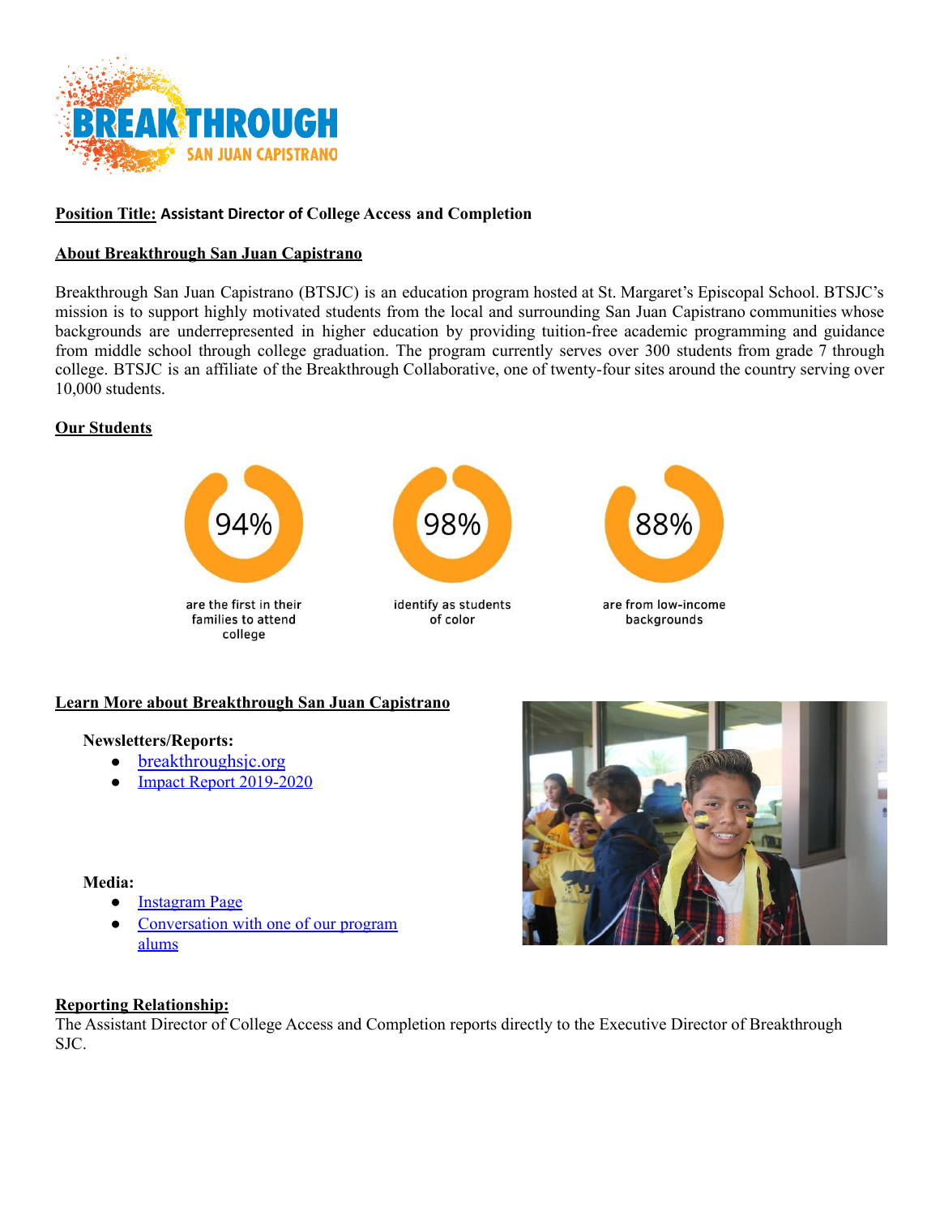**Position Title:** **Assistant Director of College Access and Completion**

**About Breakthrough San Juan Capistrano**

Breakthrough San Juan Capistrano (BTSJC) is an education program hosted at St. Margaret's Episcopal School. BTSJC's mission is to support highly motivated students from the local and surrounding San Juan Capistrano communities whose backgrounds are underrepresented in higher education by providing tuition-free academic programming and guidance from middle school through college graduation. The program currently serves over 300 students from grade 7 through college. BTSJC is an affiliate of the Breakthrough Collaborative, one of twenty-four sites around the country serving over 10,000 students.

**Our Students**

94% are the first in their families to attend college

98% identify as students of color

88% are from low-income backgrounds

**Learn More about Breakthrough San Juan Capistrano**

**Newsletters/Reports:**

- breakthroughsjc.org
- Impact Report 2019-2020

**Media:**

- Instagram Page
- Conversation with one of our program alums

**Reporting Relationship:**

The Assistant Director of College Access and Completion reports directly to the Executive Director of Breakthrough SJC.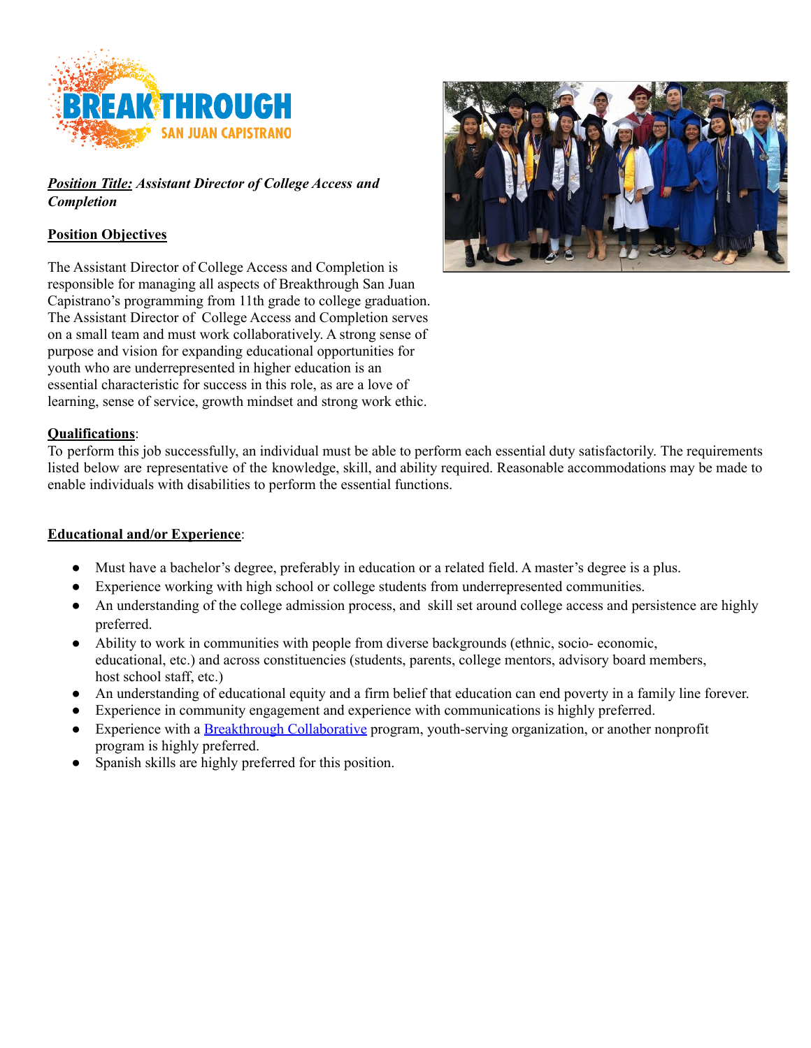***Position Title:*** ***Assistant Director of College Access and Completion***

## Position Objectives

The Assistant Director of College Access and Completion is responsible for managing all aspects of Breakthrough San Juan Capistrano's programming from 11th grade to college graduation. The Assistant Director of College Access and Completion serves on a small team and must work collaboratively. A strong sense of purpose and vision for expanding educational opportunities for youth who are underrepresented in higher education is an essential characteristic for success in this role, as are a love of learning, sense of service, growth mindset and strong work ethic.

## Qualifications:

To perform this job successfully, an individual must be able to perform each essential duty satisfactorily. The requirements listed below are representative of the knowledge, skill, and ability required. Reasonable accommodations may be made to enable individuals with disabilities to perform the essential functions.

## Educational and/or Experience:

- Must have a bachelor's degree, preferably in education or a related field. A master's degree is a plus.
- Experience working with high school or college students from underrepresented communities.
- An understanding of the college admission process, and skill set around college access and persistence are highly preferred.
- Ability to work in communities with people from diverse backgrounds (ethnic, socio- economic, educational, etc.) and across constituencies (students, parents, college mentors, advisory board members, host school staff, etc.)
- An understanding of educational equity and a firm belief that education can end poverty in a family line forever.
- Experience in community engagement and experience with communications is highly preferred.
- Experience with a Breakthrough Collaborative program, youth-serving organization, or another nonprofit program is highly preferred.
- Spanish skills are highly preferred for this position.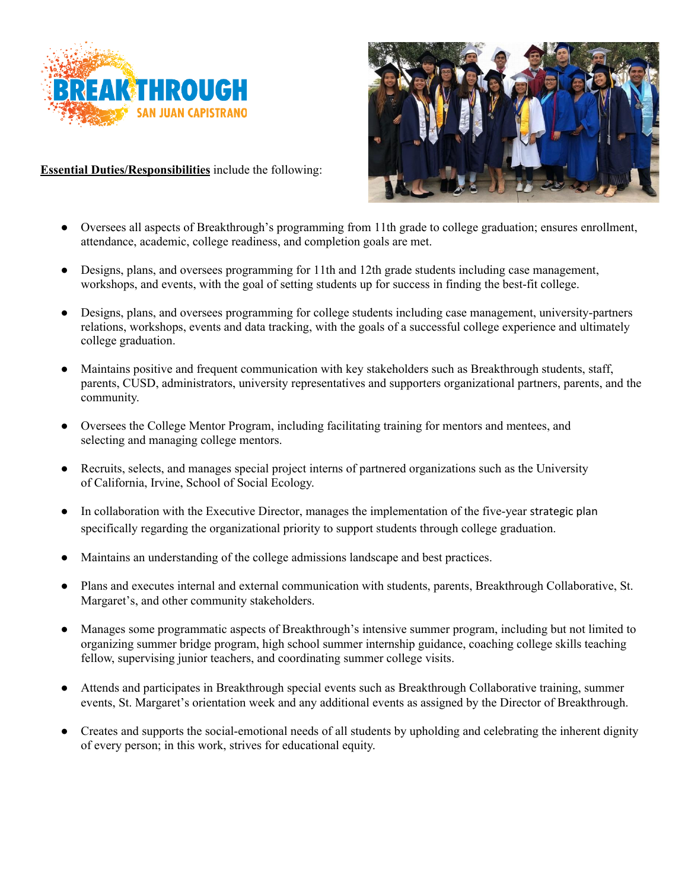**<u>Essential Duties/Responsibilities</u>** include the following:

- Oversees all aspects of Breakthrough's programming from 11th grade to college graduation; ensures enrollment, attendance, academic, college readiness, and completion goals are met.

- Designs, plans, and oversees programming for 11th and 12th grade students including case management, workshops, and events, with the goal of setting students up for success in finding the best-fit college.

- Designs, plans, and oversees programming for college students including case management, university-partners relations, workshops, events and data tracking, with the goals of a successful college experience and ultimately college graduation.

- Maintains positive and frequent communication with key stakeholders such as Breakthrough students, staff, parents, CUSD, administrators, university representatives and supporters organizational partners, parents, and the community.

- Oversees the College Mentor Program, including facilitating training for mentors and mentees, and selecting and managing college mentors.

- Recruits, selects, and manages special project interns of partnered organizations such as the University of California, Irvine, School of Social Ecology.

- In collaboration with the Executive Director, manages the implementation of the five-year strategic plan specifically regarding the organizational priority to support students through college graduation.

- Maintains an understanding of the college admissions landscape and best practices.

- Plans and executes internal and external communication with students, parents, Breakthrough Collaborative, St. Margaret's, and other community stakeholders.

- Manages some programmatic aspects of Breakthrough's intensive summer program, including but not limited to organizing summer bridge program, high school summer internship guidance, coaching college skills teaching fellow, supervising junior teachers, and coordinating summer college visits.

- Attends and participates in Breakthrough special events such as Breakthrough Collaborative training, summer events, St. Margaret's orientation week and any additional events as assigned by the Director of Breakthrough.

- Creates and supports the social-emotional needs of all students by upholding and celebrating the inherent dignity of every person; in this work, strives for educational equity.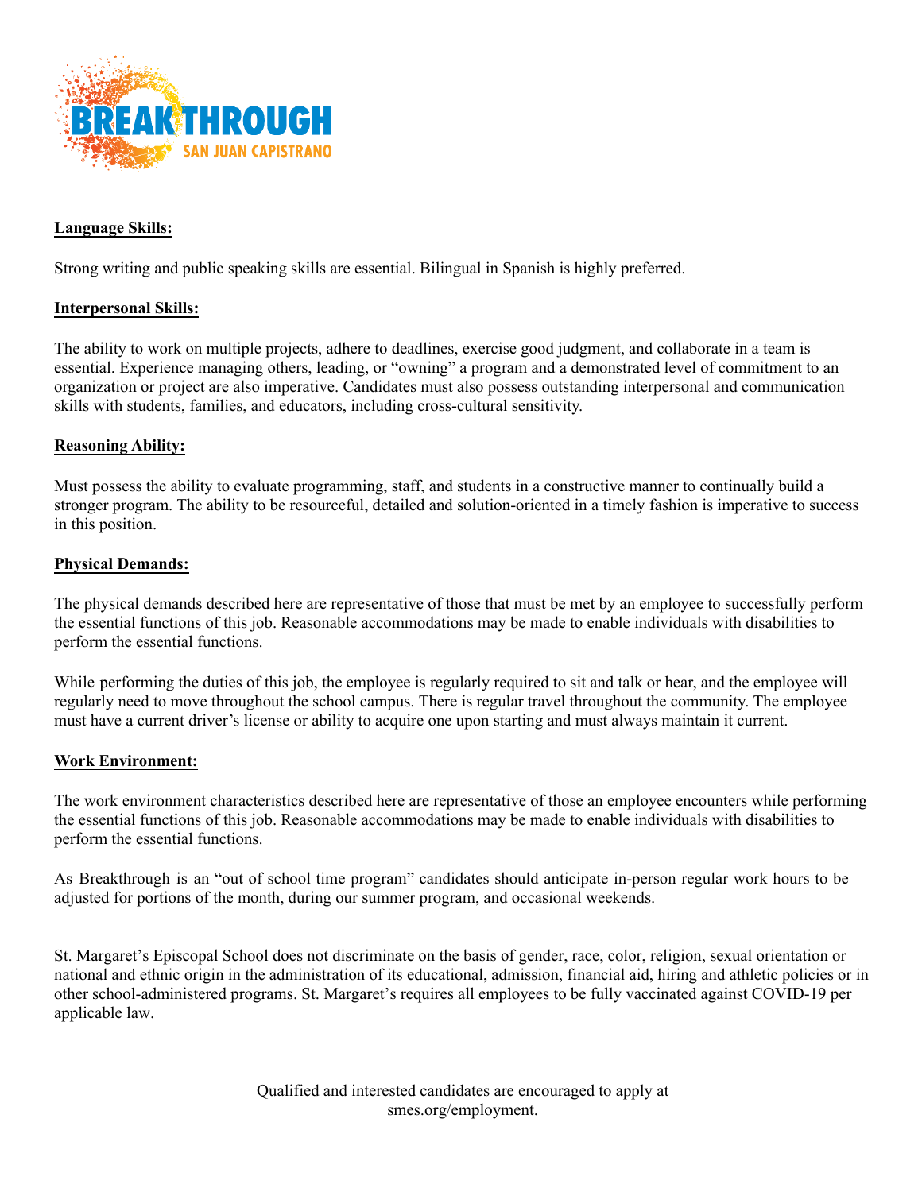**Language Skills:**

Strong writing and public speaking skills are essential. Bilingual in Spanish is highly preferred.

**Interpersonal Skills:**

The ability to work on multiple projects, adhere to deadlines, exercise good judgment, and collaborate in a team is essential. Experience managing others, leading, or "owning" a program and a demonstrated level of commitment to an organization or project are also imperative. Candidates must also possess outstanding interpersonal and communication skills with students, families, and educators, including cross-cultural sensitivity.

**Reasoning Ability:**

Must possess the ability to evaluate programming, staff, and students in a constructive manner to continually build a stronger program. The ability to be resourceful, detailed and solution-oriented in a timely fashion is imperative to success in this position.

**Physical Demands:**

The physical demands described here are representative of those that must be met by an employee to successfully perform the essential functions of this job. Reasonable accommodations may be made to enable individuals with disabilities to perform the essential functions.

While performing the duties of this job, the employee is regularly required to sit and talk or hear, and the employee will regularly need to move throughout the school campus. There is regular travel throughout the community. The employee must have a current driver's license or ability to acquire one upon starting and must always maintain it current.

**Work Environment:**

The work environment characteristics described here are representative of those an employee encounters while performing the essential functions of this job. Reasonable accommodations may be made to enable individuals with disabilities to perform the essential functions.

As Breakthrough is an "out of school time program" candidates should anticipate in-person regular work hours to be adjusted for portions of the month, during our summer program, and occasional weekends.

St. Margaret's Episcopal School does not discriminate on the basis of gender, race, color, religion, sexual orientation or national and ethnic origin in the administration of its educational, admission, financial aid, hiring and athletic policies or in other school-administered programs. St. Margaret's requires all employees to be fully vaccinated against COVID-19 per applicable law.

Qualified and interested candidates are encouraged to apply at smes.org/employment.